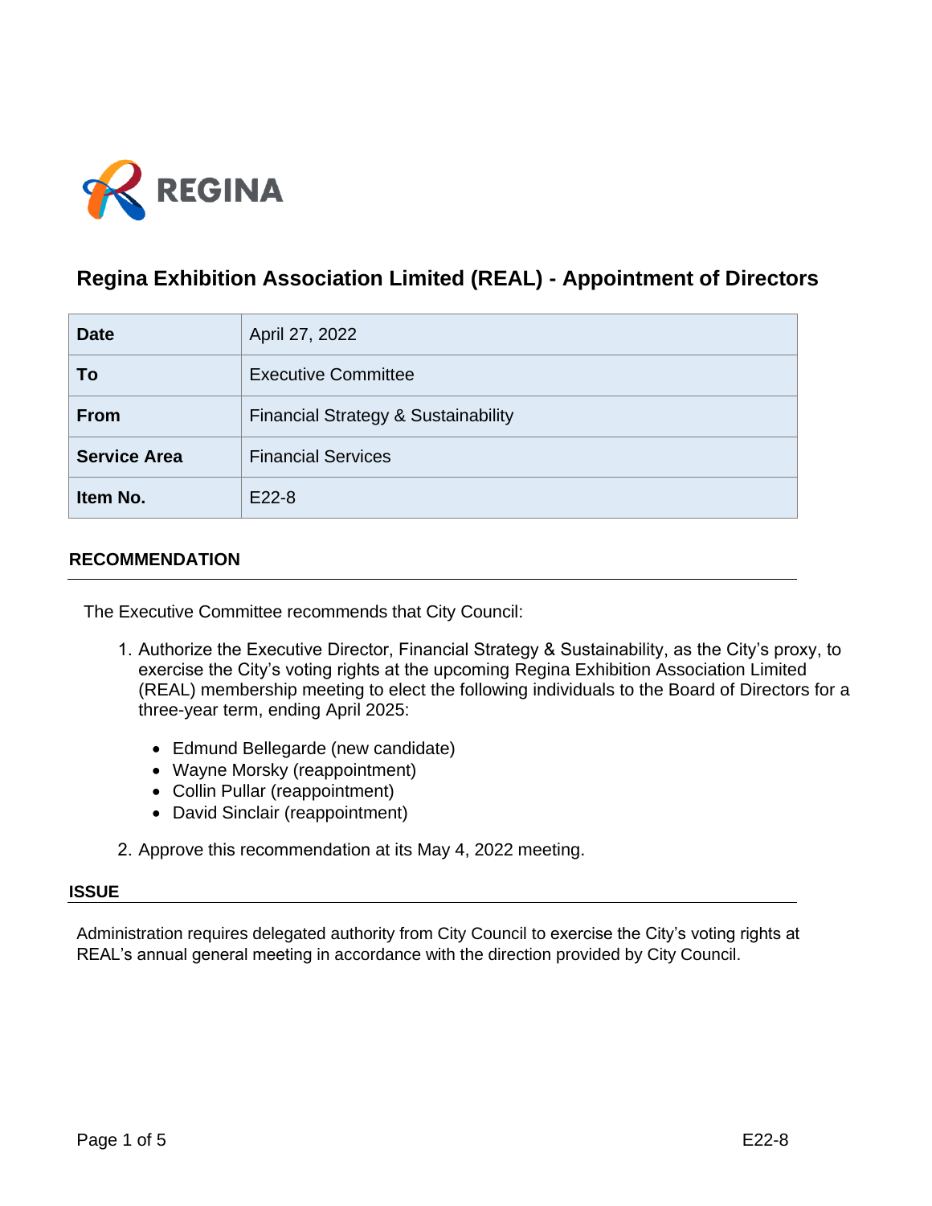REGINA

# Regina Exhibition Association Limited (REAL) - Appointment of Directors

| | |
|---|---|
| **Date** | April 27, 2022 |
| **To** | Executive Committee |
| **From** | Financial Strategy & Sustainability |
| **Service Area** | Financial Services |
| **Item No.** | E22-8 |

## RECOMMENDATION

The Executive Committee recommends that City Council:

1. Authorize the Executive Director, Financial Strategy & Sustainability, as the City's proxy, to exercise the City's voting rights at the upcoming Regina Exhibition Association Limited (REAL) membership meeting to elect the following individuals to the Board of Directors for a three-year term, ending April 2025:

    - Edmund Bellegarde (new candidate)
    - Wayne Morsky (reappointment)
    - Collin Pullar (reappointment)
    - David Sinclair (reappointment)

2. Approve this recommendation at its May 4, 2022 meeting.

## ISSUE

Administration requires delegated authority from City Council to exercise the City's voting rights at REAL's annual general meeting in accordance with the direction provided by City Council.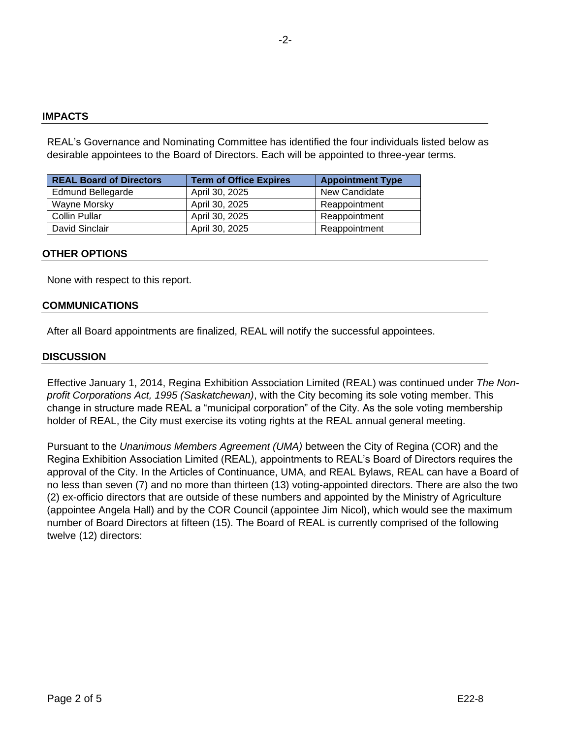## IMPACTS

REAL's Governance and Nominating Committee has identified the four individuals listed below as desirable appointees to the Board of Directors. Each will be appointed to three-year terms.

| REAL Board of Directors | Term of Office Expires | Appointment Type |
|---|---|---|
| Edmund Bellegarde | April 30, 2025 | New Candidate |
| Wayne Morsky | April 30, 2025 | Reappointment |
| Collin Pullar | April 30, 2025 | Reappointment |
| David Sinclair | April 30, 2025 | Reappointment |

## OTHER OPTIONS

None with respect to this report.

## COMMUNICATIONS

After all Board appointments are finalized, REAL will notify the successful appointees.

## DISCUSSION

Effective January 1, 2014, Regina Exhibition Association Limited (REAL) was continued under *The Non-profit Corporations Act, 1995 (Saskatchewan)*, with the City becoming its sole voting member. This change in structure made REAL a "municipal corporation" of the City. As the sole voting membership holder of REAL, the City must exercise its voting rights at the REAL annual general meeting.

Pursuant to the *Unanimous Members Agreement (UMA)* between the City of Regina (COR) and the Regina Exhibition Association Limited (REAL), appointments to REAL's Board of Directors requires the approval of the City. In the Articles of Continuance, UMA, and REAL Bylaws, REAL can have a Board of no less than seven (7) and no more than thirteen (13) voting-appointed directors. There are also the two (2) ex-officio directors that are outside of these numbers and appointed by the Ministry of Agriculture (appointee Angela Hall) and by the COR Council (appointee Jim Nicol), which would see the maximum number of Board Directors at fifteen (15). The Board of REAL is currently comprised of the following twelve (12) directors: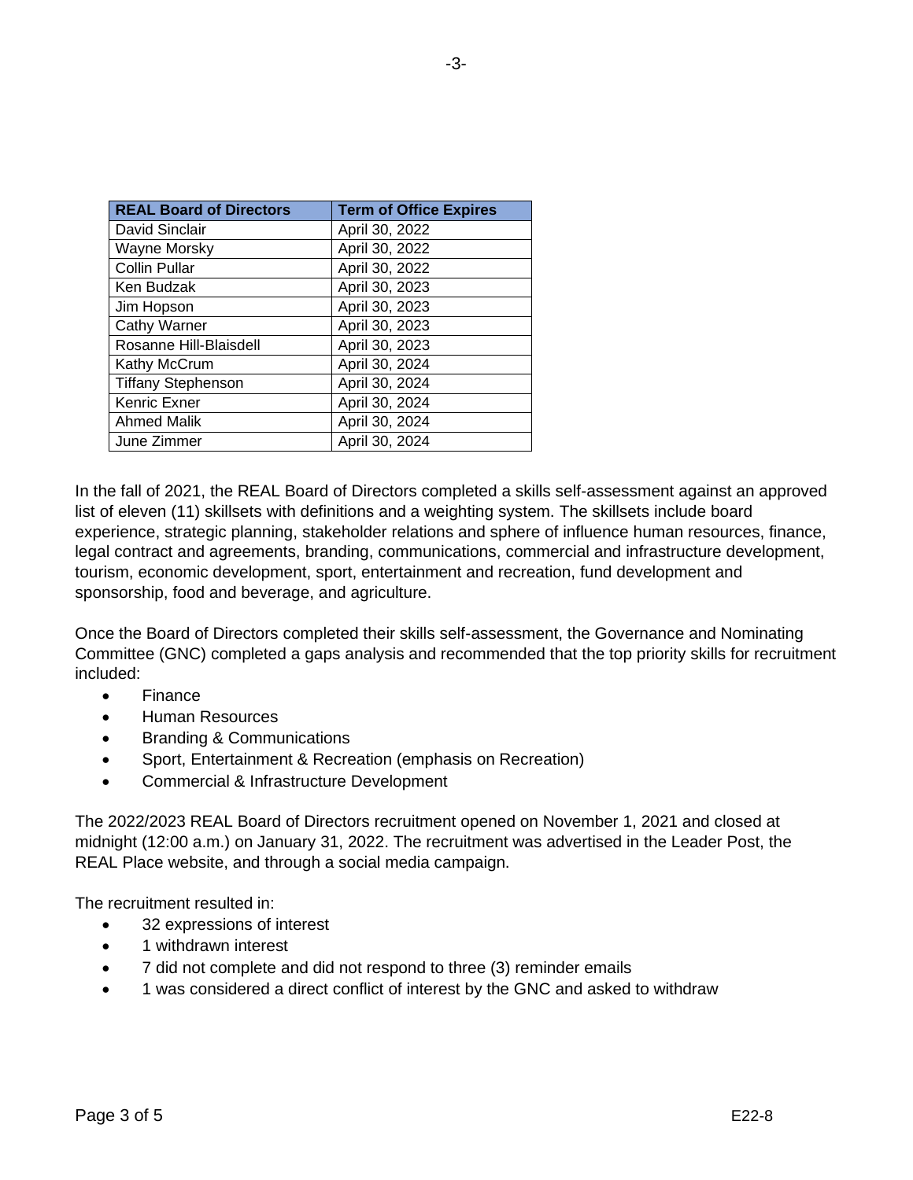| REAL Board of Directors | Term of Office Expires |
| --- | --- |
| David Sinclair | April 30, 2022 |
| Wayne Morsky | April 30, 2022 |
| Collin Pullar | April 30, 2022 |
| Ken Budzak | April 30, 2023 |
| Jim Hopson | April 30, 2023 |
| Cathy Warner | April 30, 2023 |
| Rosanne Hill-Blaisdell | April 30, 2023 |
| Kathy McCrum | April 30, 2024 |
| Tiffany Stephenson | April 30, 2024 |
| Kenric Exner | April 30, 2024 |
| Ahmed Malik | April 30, 2024 |
| June Zimmer | April 30, 2024 |

In the fall of 2021, the REAL Board of Directors completed a skills self-assessment against an approved list of eleven (11) skillsets with definitions and a weighting system. The skillsets include board experience, strategic planning, stakeholder relations and sphere of influence human resources, finance, legal contract and agreements, branding, communications, commercial and infrastructure development, tourism, economic development, sport, entertainment and recreation, fund development and sponsorship, food and beverage, and agriculture.

Once the Board of Directors completed their skills self-assessment, the Governance and Nominating Committee (GNC) completed a gaps analysis and recommended that the top priority skills for recruitment included:

- Finance
- Human Resources
- Branding & Communications
- Sport, Entertainment & Recreation (emphasis on Recreation)
- Commercial & Infrastructure Development

The 2022/2023 REAL Board of Directors recruitment opened on November 1, 2021 and closed at midnight (12:00 a.m.) on January 31, 2022. The recruitment was advertised in the Leader Post, the REAL Place website, and through a social media campaign.

The recruitment resulted in:

- 32 expressions of interest
- 1 withdrawn interest
- 7 did not complete and did not respond to three (3) reminder emails
- 1 was considered a direct conflict of interest by the GNC and asked to withdraw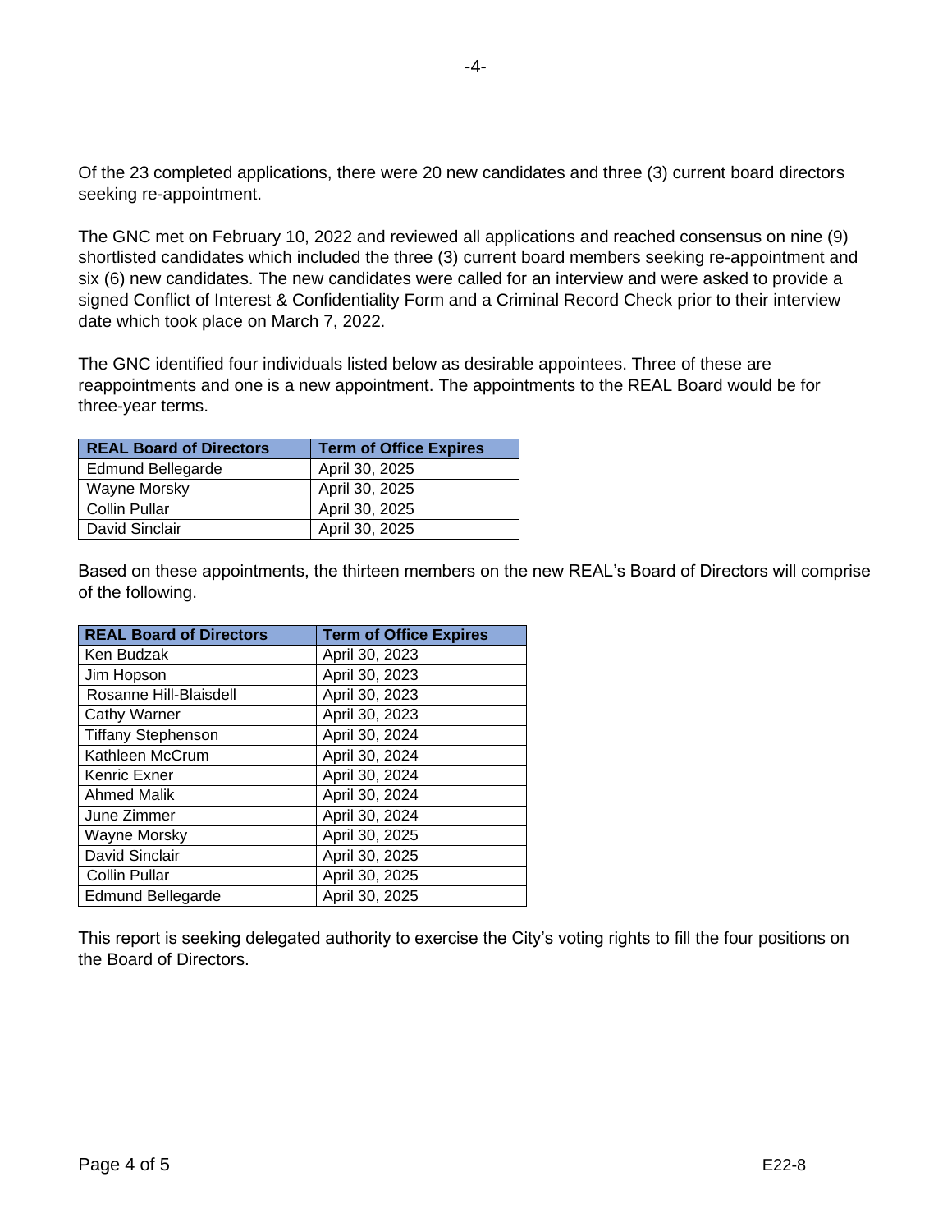Of the 23 completed applications, there were 20 new candidates and three (3) current board directors seeking re-appointment.

The GNC met on February 10, 2022 and reviewed all applications and reached consensus on nine (9) shortlisted candidates which included the three (3) current board members seeking re-appointment and six (6) new candidates. The new candidates were called for an interview and were asked to provide a signed Conflict of Interest & Confidentiality Form and a Criminal Record Check prior to their interview date which took place on March 7, 2022.

The GNC identified four individuals listed below as desirable appointees. Three of these are reappointments and one is a new appointment. The appointments to the REAL Board would be for three-year terms.

| REAL Board of Directors | Term of Office Expires |
|---|---|
| Edmund Bellegarde | April 30, 2025 |
| Wayne Morsky | April 30, 2025 |
| Collin Pullar | April 30, 2025 |
| David Sinclair | April 30, 2025 |

Based on these appointments, the thirteen members on the new REAL's Board of Directors will comprise of the following.

| REAL Board of Directors | Term of Office Expires |
|---|---|
| Ken Budzak | April 30, 2023 |
| Jim Hopson | April 30, 2023 |
| Rosanne Hill-Blaisdell | April 30, 2023 |
| Cathy Warner | April 30, 2023 |
| Tiffany Stephenson | April 30, 2024 |
| Kathleen McCrum | April 30, 2024 |
| Kenric Exner | April 30, 2024 |
| Ahmed Malik | April 30, 2024 |
| June Zimmer | April 30, 2024 |
| Wayne Morsky | April 30, 2025 |
| David Sinclair | April 30, 2025 |
| Collin Pullar | April 30, 2025 |
| Edmund Bellegarde | April 30, 2025 |

This report is seeking delegated authority to exercise the City's voting rights to fill the four positions on the Board of Directors.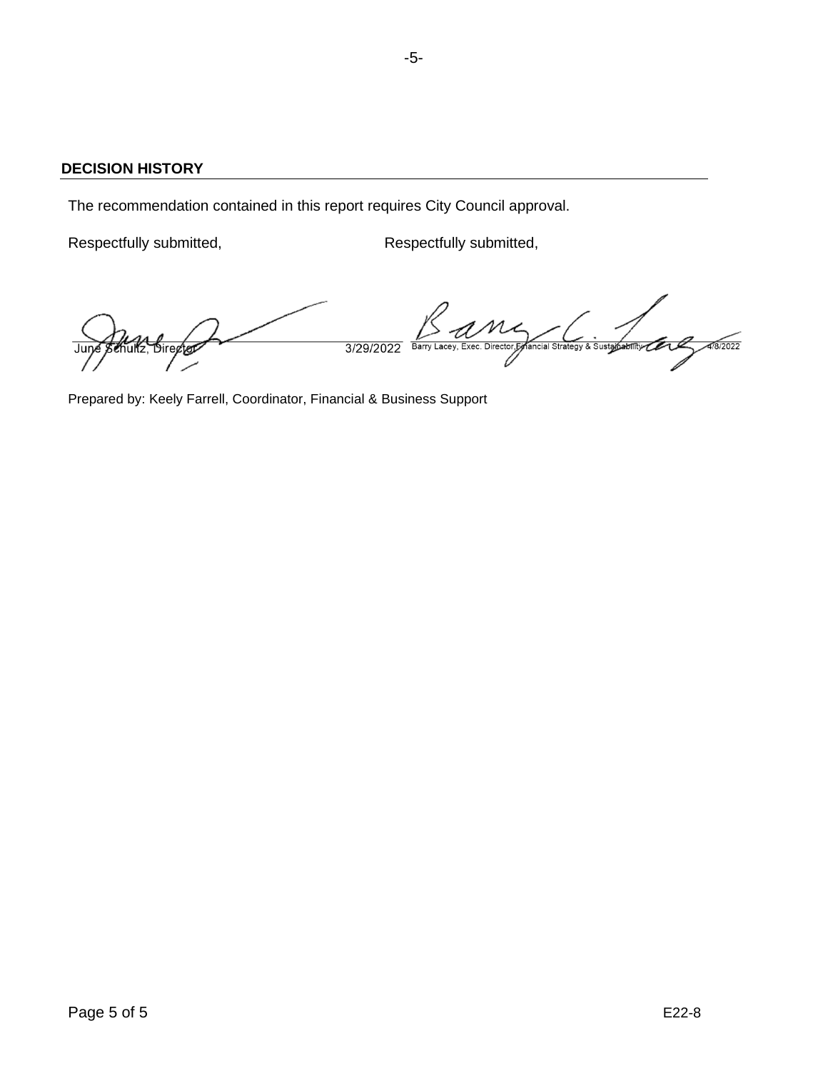## DECISION HISTORY

The recommendation contained in this report requires City Council approval.

Respectfully submitted,

June Schultz, Director 3/29/2022

Respectfully submitted,

Barry Lacey, Exec. Director, Financial Strategy & Sustainability 4/8/2022

Prepared by: Keely Farrell, Coordinator, Financial & Business Support